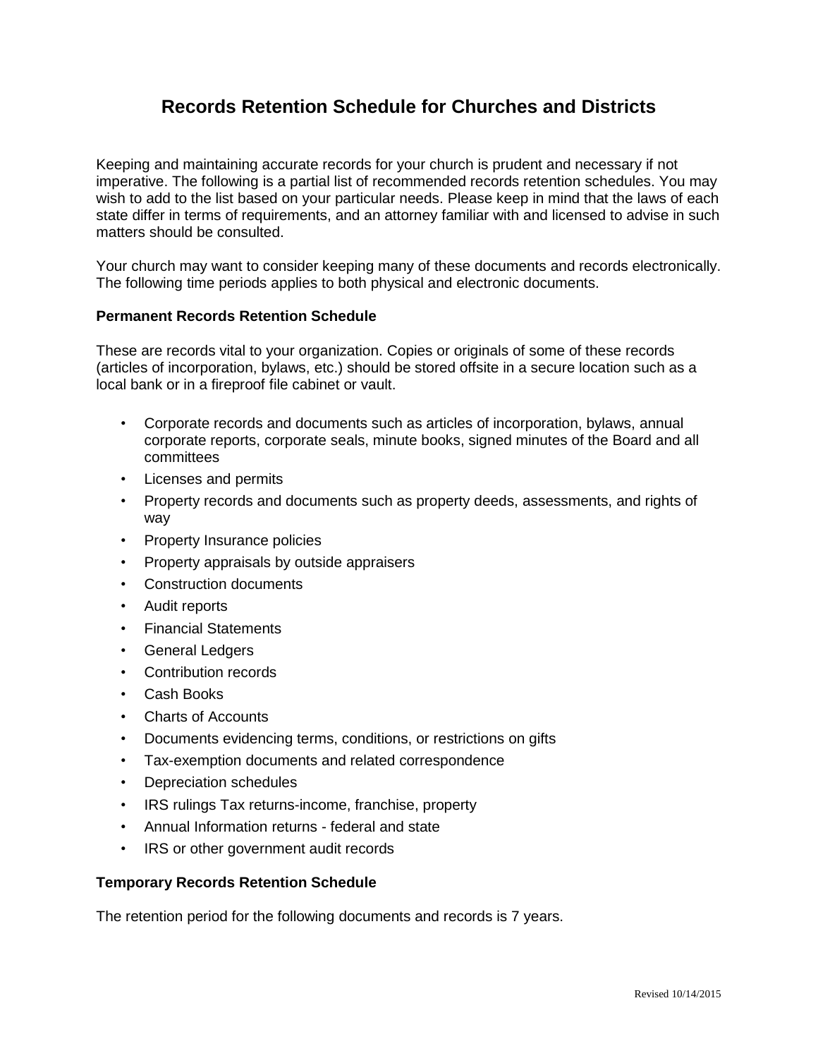# Records Retention Schedule for Churches and Districts

Keeping and maintaining accurate records for your church is prudent and necessary if not imperative. The following is a partial list of recommended records retention schedules. You may wish to add to the list based on your particular needs. Please keep in mind that the laws of each state differ in terms of requirements, and an attorney familiar with and licensed to advise in such matters should be consulted.

Your church may want to consider keeping many of these documents and records electronically. The following time periods applies to both physical and electronic documents.

**Permanent Records Retention Schedule**

These are records vital to your organization. Copies or originals of some of these records (articles of incorporation, bylaws, etc.) should be stored offsite in a secure location such as a local bank or in a fireproof file cabinet or vault.

- Corporate records and documents such as articles of incorporation, bylaws, annual corporate reports, corporate seals, minute books, signed minutes of the Board and all committees
- Licenses and permits
- Property records and documents such as property deeds, assessments, and rights of way
- Property Insurance policies
- Property appraisals by outside appraisers
- Construction documents
- Audit reports
- Financial Statements
- General Ledgers
- Contribution records
- Cash Books
- Charts of Accounts
- Documents evidencing terms, conditions, or restrictions on gifts
- Tax-exemption documents and related correspondence
- Depreciation schedules
- IRS rulings Tax returns-income, franchise, property
- Annual Information returns - federal and state
- IRS or other government audit records

**Temporary Records Retention Schedule**

The retention period for the following documents and records is 7 years.

Revised 10/14/2015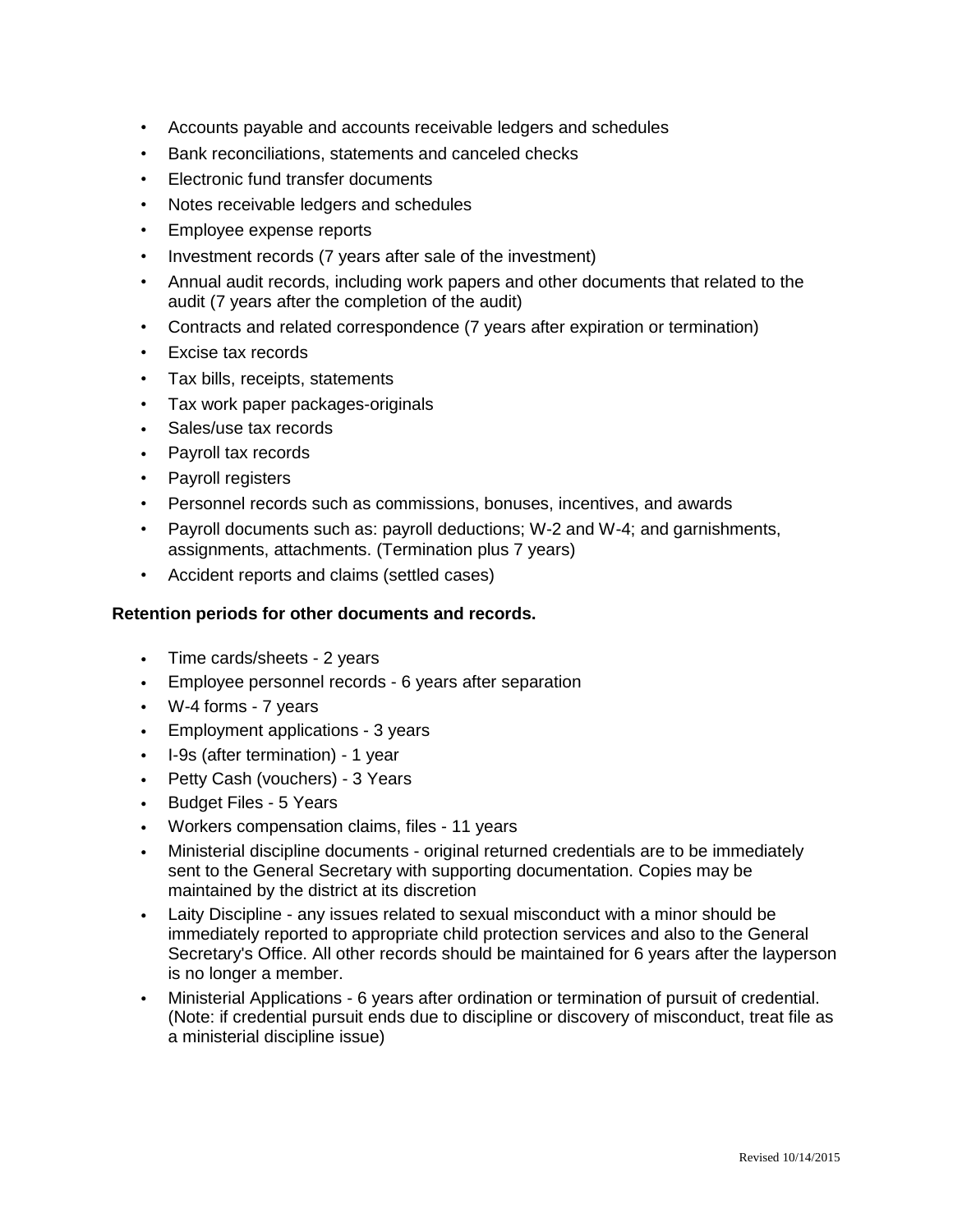- Accounts payable and accounts receivable ledgers and schedules
- Bank reconciliations, statements and canceled checks
- Electronic fund transfer documents
- Notes receivable ledgers and schedules
- Employee expense reports
- Investment records (7 years after sale of the investment)
- Annual audit records, including work papers and other documents that related to the audit (7 years after the completion of the audit)
- Contracts and related correspondence (7 years after expiration or termination)
- Excise tax records
- Tax bills, receipts, statements
- Tax work paper packages-originals
- Sales/use tax records
- Payroll tax records
- Payroll registers
- Personnel records such as commissions, bonuses, incentives, and awards
- Payroll documents such as: payroll deductions; W-2 and W-4; and garnishments, assignments, attachments. (Termination plus 7 years)
- Accident reports and claims (settled cases)

**Retention periods for other documents and records.**

- Time cards/sheets - 2 years
- Employee personnel records - 6 years after separation
- W-4 forms - 7 years
- Employment applications - 3 years
- I-9s (after termination) - 1 year
- Petty Cash (vouchers) - 3 Years
- Budget Files - 5 Years
- Workers compensation claims, files - 11 years
- Ministerial discipline documents - original returned credentials are to be immediately sent to the General Secretary with supporting documentation. Copies may be maintained by the district at its discretion
- Laity Discipline - any issues related to sexual misconduct with a minor should be immediately reported to appropriate child protection services and also to the General Secretary's Office. All other records should be maintained for 6 years after the layperson is no longer a member.
- Ministerial Applications - 6 years after ordination or termination of pursuit of credential. (Note: if credential pursuit ends due to discipline or discovery of misconduct, treat file as a ministerial discipline issue)

Revised 10/14/2015